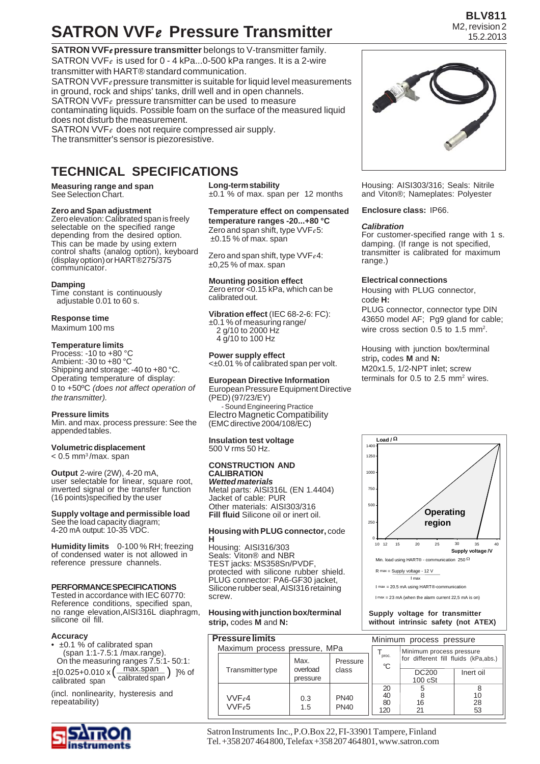BLV811
M2, revision 2
15.2.2013

# SATRON VVF*e* Pressure Transmitter

**SATRON VVF*e* pressure transmitter** belongs to V-transmitter family.
SATRON VVF*e* is used for 0 - 4 kPa...0-500 kPa ranges. It is a 2-wire transmitter with HART® standard communication.
SATRON VVF*e* pressure transmitter is suitable for liquid level measurements in ground, rock and ships' tanks, drill well and in open channels.
SATRON VVF*e* pressure transmitter can be used to measure contaminating liquids. Possible foam on the surface of the measured liquid does not disturb the measurement.
SATRON VVF*e* does not require compressed air supply.
The transmitter's sensor is piezoresistive.

## TECHNICAL SPECIFICATIONS

**Measuring range and span**
See Selection Chart.

**Zero and Span adjustment**
Zero elevation: Calibrated span is freely selectable on the specified range depending from the desired option. This can be made by using extern control shafts (analog option), keyboard (display option) or HART®275/375 communicator.

**Damping**
Time constant is continuously adjustable 0.01 to 60 s.

**Response time**
Maximum 100 ms

**Temperature limits**
Process: -10 to +80 °C
Ambient: -30 to +80 °C
Shipping and storage: -40 to +80 °C.
Operating temperature of display:
0 to +50ºC *(does not affect operation of the transmitter).*

**Pressure limits**
Min. and max. process pressure: See the appended tables.

**Volumetric displacement**
< 0.5 $mm^3$/max. span

**Output** 2-wire (2W), 4-20 mA, user selectable for linear, square root, inverted signal or the transfer function (16 points) specified by the user

**Supply voltage and permissible load**
See the load capacity diagram;
4-20 mA output: 10-35 VDC.

**Humidity limits** 0-100 % RH; freezing of condensed water is not allowed in reference pressure channels.

**PERFORMANCE SPECIFICATIONS**
Tested in accordance with IEC 60770: Reference conditions, specified span, no range elevation, AISI316L diaphragm, silicone oil fill.

**Accuracy**
- ±0.1 % of calibrated span (span 1:1-7.5:1 /max.range).
  On the measuring ranges 7.5:1- 50:1:
  $\pm[0.025+0.010 \times \left(\frac{\text{max.span}}{\text{calibrated span}}\right)]$% of calibrated span

(incl. nonlinearity, hysteresis and repeatability)

**Long-term stability**
±0.1 % of max. span per 12 months

**Temperature effect on compensated temperature ranges -20...+80 °C**
Zero and span shift, type VVF*e*5:
±0.15 % of max. span

Zero and span shift, type VVF*e*4:
±0,25 % of max. span

**Mounting position effect**
Zero error <0.15 kPa, which can be calibrated out.

**Vibration effect** (IEC 68-2-6: FC):
±0.1 % of measuring range/
2 g/10 to 2000 Hz
4 g/10 to 100 Hz

**Power supply effect**
<±0.01 % of calibrated span per volt.

**European Directive Information**
European Pressure Equipment Directive (PED) (97/23/EY)
- Sound Engineering Practice
Electro Magnetic Compatibility
(EMC directive 2004/108/EC)

**Insulation test voltage**
500 V rms 50 Hz.

**CONSTRUCTION AND CALIBRATION**
***Wetted materials***
Metal parts: AISI316L (EN 1.4404)
Jacket of cable: PUR
Other materials: AISI303/316
**Fill fluid** Silicone oil or inert oil.

**Housing with PLUG connector,** code **H**
Housing: AISI316/303
Seals: Viton® and NBR
TEST jacks: MS358Sn/PVDF, protected with silicone rubber shield.
PLUG connector: PA6-GF30 jacket, Silicone rubber seal, AISI316 retaining screw.

**Housing with junction box/terminal strip,** codes **M** and **N:**
Housing: AISI303/316; Seals: Nitrile and Viton®; Nameplates: Polyester

**Enclosure class:** IP66.

***Calibration***
For customer-specified range with 1 s. damping. (If range is not specified, transmitter is calibrated for maximum range.)

**Electrical connections**
Housing with PLUG connector, code **H:**
PLUG connector, connector type DIN 43650 model AF; Pg9 gland for cable; wire cross section 0.5 to 1.5 $mm^2$.

Housing with junction box/terminal strip**,** codes **M** and **N:**
M20x1.5, 1/2-NPT inlet; screw terminals for 0.5 to 2.5 $mm^2$ wires.

Load / Ω (0–1400) vs. Supply voltage /V (10–40): Operating region

Min. load using HART® - communication 250 Ω

$R_{max} = \frac{\text{Supply voltage} - 12\text{ V}}{I_{max}}$

$I_{max}$ = 20.5 mA using HART®-communication

$I_{max}$ = 23 mA (when the alarm current 22,5 mA is on)

**Supply voltage for transmitter without intrinsic safety (not ATEX)**

**Pressure limits**

Maximum process pressure, MPa

| Transmitter type | Max. overload pressure | Pressure class |
|---|---|---|
| VVF*e*4 | 0.3 | PN40 |
| VVF*e*5 | 1.5 | PN40 |

Minimum process pressure

| $T_{proc.}$ °C | Minimum process pressure for different fill fluids (kPa,abs.) DC200 100 cSt | Inert oil |
|---|---|---|
| 20 | 5 | 8 |
| 40 | 8 | 10 |
| 80 | 16 | 28 |
| 120 | 21 | 53 |

Satron Instruments Inc., P.O.Box 22, FI-33901 Tampere, Finland
Tel. +358 207 464 800, Telefax +358 207 464 801, www.satron.com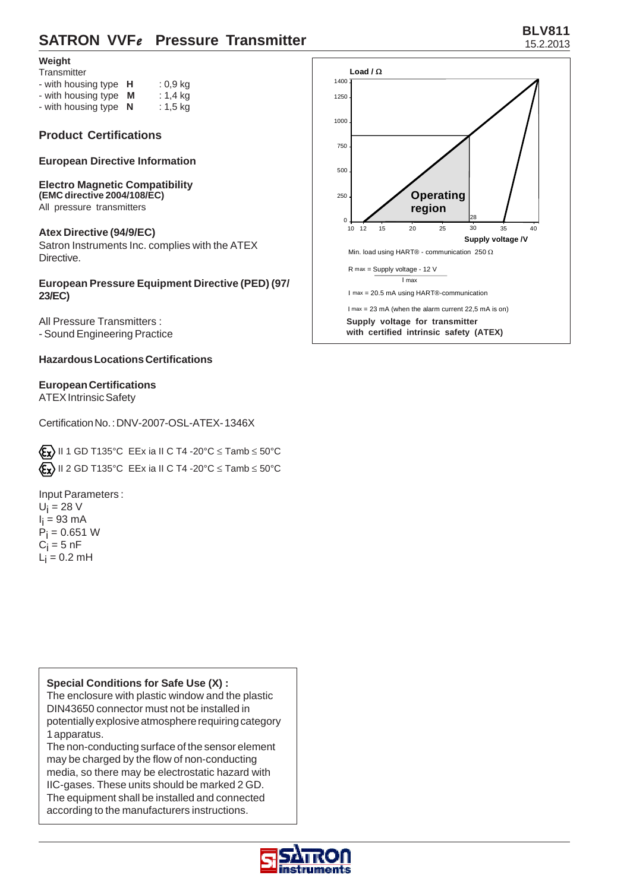## Weight

Transmitter

- with housing type **H** : 0,9 kg
- with housing type **M** : 1,4 kg
- with housing type **N** : 1,5 kg

## Product Certifications

### European Directive Information

**Electro Magnetic Compatibility**
**(EMC directive 2004/108/EC)**
All pressure transmitters

**Atex Directive (94/9/EC)**
Satron Instruments Inc. complies with the ATEX Directive.

**European Pressure Equipment Directive (PED) (97/23/EC)**

All Pressure Transmitters :
- Sound Engineering Practice

### Hazardous Locations Certifications

**European Certifications**
ATEX Intrinsic Safety

Certification No. : DNV-2007-OSL-ATEX-1346X

Ex II 1 GD T135°C EEx ia II C T4 -20°C ≤ Tamb ≤ 50°C
Ex II 2 GD T135°C EEx ia II C T4 -20°C ≤ Tamb ≤ 50°C

Input Parameters :
$U_i$ = 28 V
$I_i$ = 93 mA
$P_i$ = 0.651 W
$C_i$ = 5 nF
$L_i$ = 0.2 mH

Load / Ω

Operating region

Supply voltage /V

Min. load using HART® - communication 250 Ω

$$R_{max} = \frac{\text{Supply voltage - 12 V}}{I_{max}}$$

$I_{max}$ = 20.5 mA using HART®-communication

$I_{max}$ = 23 mA (when the alarm current 22,5 mA is on)

**Supply voltage for transmitter with certified intrinsic safety (ATEX)**

**Special Conditions for Safe Use (X) :**
The enclosure with plastic window and the plastic DIN43650 connector must not be installed in potentially explosive atmosphere requiring category 1 apparatus.
The non-conducting surface of the sensor element may be charged by the flow of non-conducting media, so there may be electrostatic hazard with IIC-gases. These units should be marked 2 GD.
The equipment shall be installed and connected according to the manufacturers instructions.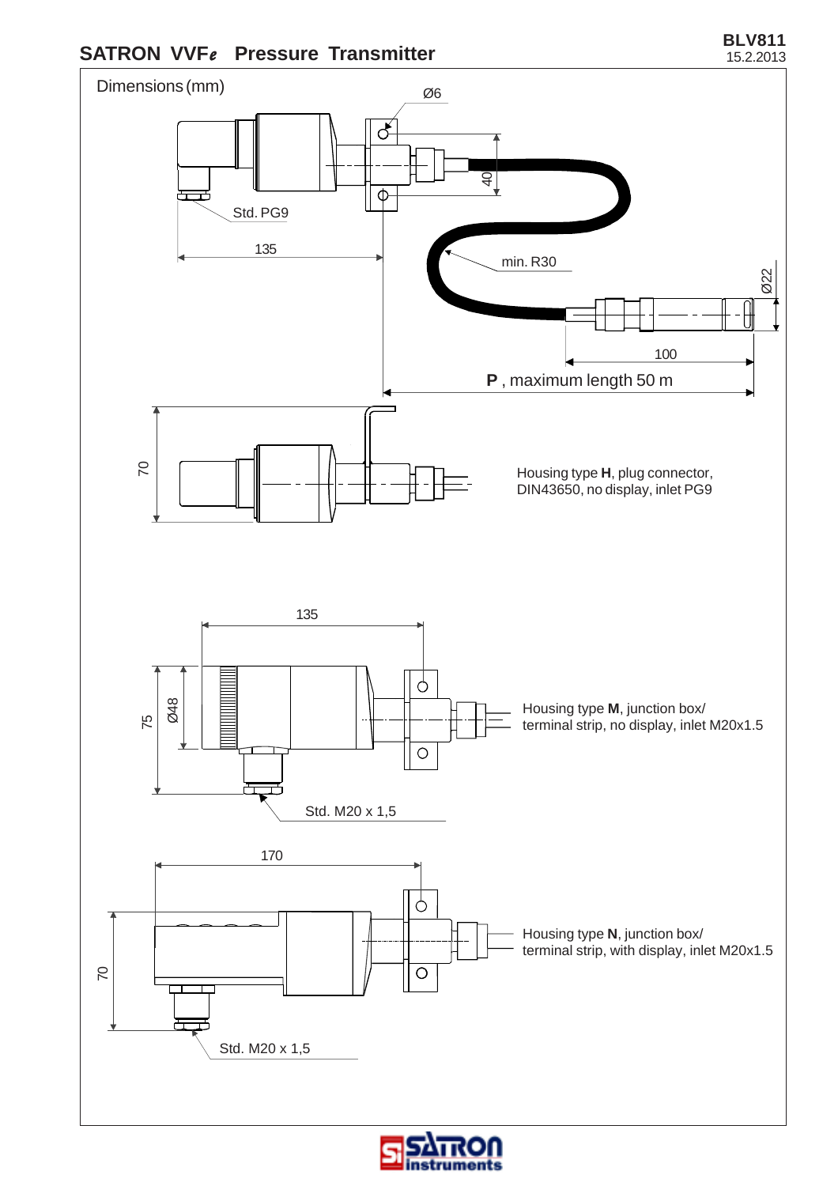Dimensions (mm)

Ø6

40

Std. PG9

135

min. R30

Ø22

100

**P** , maximum length 50 m

70

Housing type **H**, plug connector, DIN43650, no display, inlet PG9

135

75

Ø48

Housing type **M**, junction box/ terminal strip, no display, inlet M20x1.5

Std. M20 x 1,5

170

70

Housing type **N**, junction box/ terminal strip, with display, inlet M20x1.5

Std. M20 x 1,5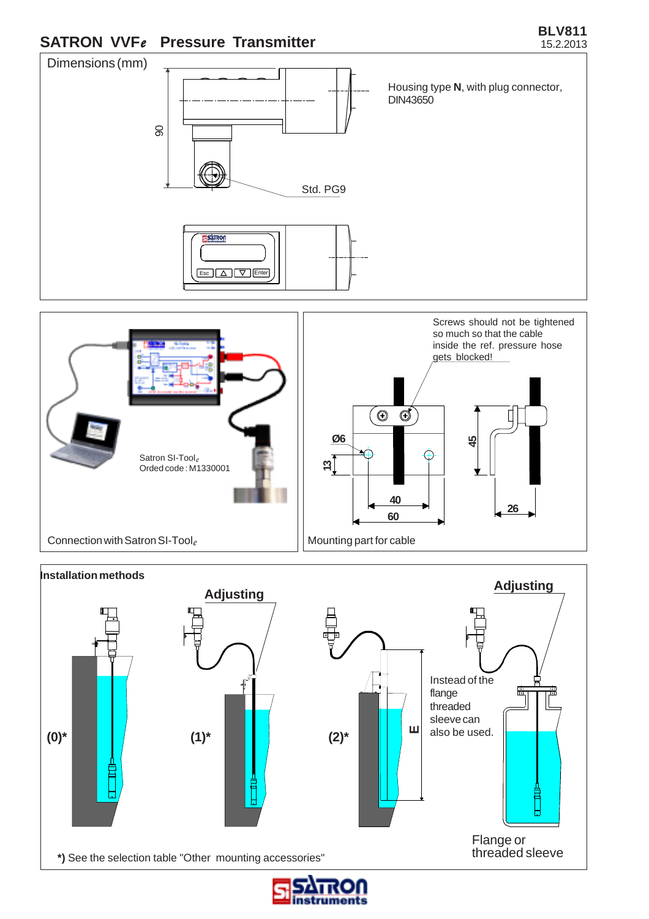# SATRON VVF$_e$ Pressure Transmitter

BLV811
15.2.2013

## Dimensions (mm)

90

Std. PG9

Housing type **N**, with plug connector, DIN43650

Esc Enter

Satron SI-Tool$_e$
Orded code : M1330001

Connection with Satron SI-Tool$_e$

Screws should not be tightened so much so that the cable inside the ref. pressure hose gets blocked!

Ø6

13

40

60

45

26

Mounting part for cable

## Installation methods

Adjusting

Adjusting

(0)*

(1)*

(2)*

E

Instead of the flange threaded sleeve can also be used.

Flange or threaded sleeve

**\*)** See the selection table "Other mounting accessories"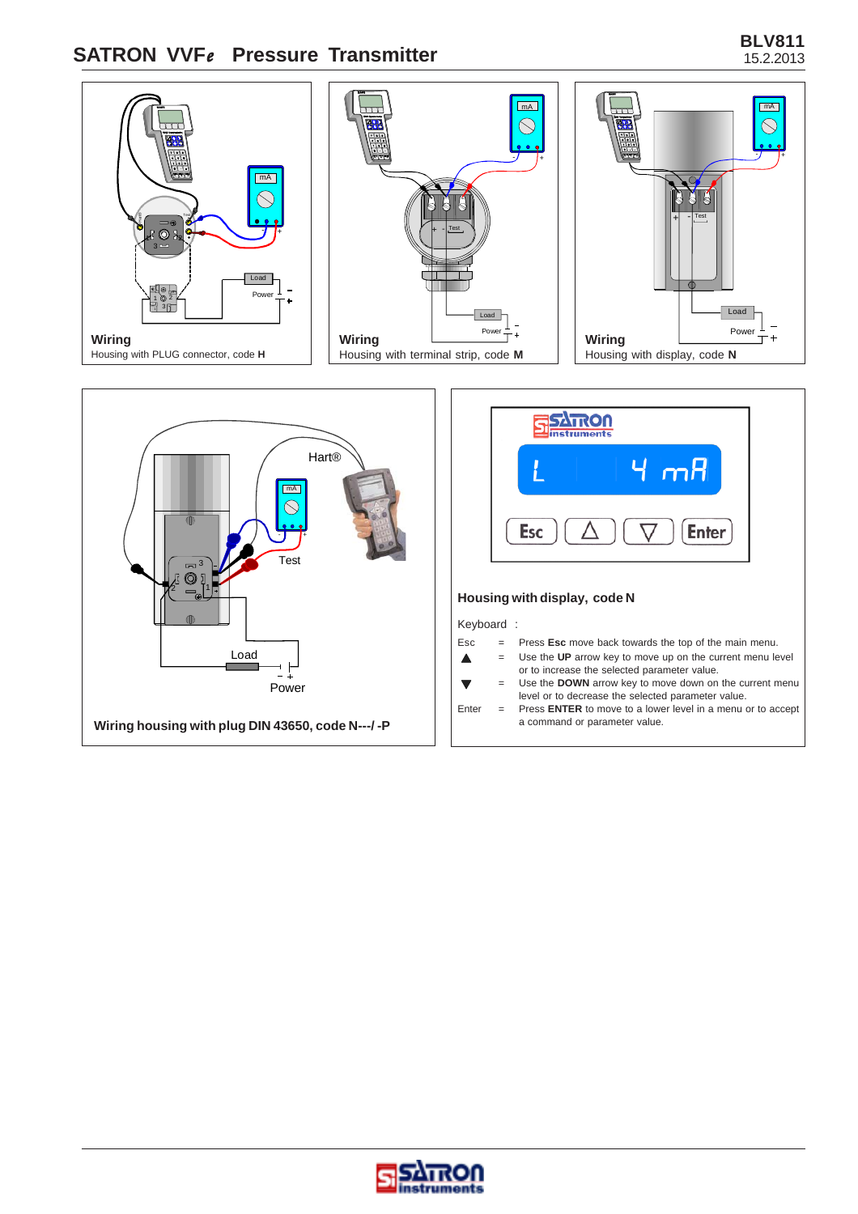**Wiring**
Housing with PLUG connector, code **H**

**Wiring**
Housing with terminal strip, code **M**

**Wiring**
Housing with display, code **N**

**Wiring housing with plug DIN 43650, code N---/ -P**

**Housing with display, code N**

Keyboard :

| | | |
|---|---|---|
| Esc | = | Press **Esc** move back towards the top of the main menu. |
| ▲ | = | Use the **UP** arrow key to move up on the current menu level or to increase the selected parameter value. |
| ▼ | = | Use the **DOWN** arrow key to move down on the current menu level or to decrease the selected parameter value. |
| Enter | = | Press **ENTER** to move to a lower level in a menu or to accept a command or parameter value. |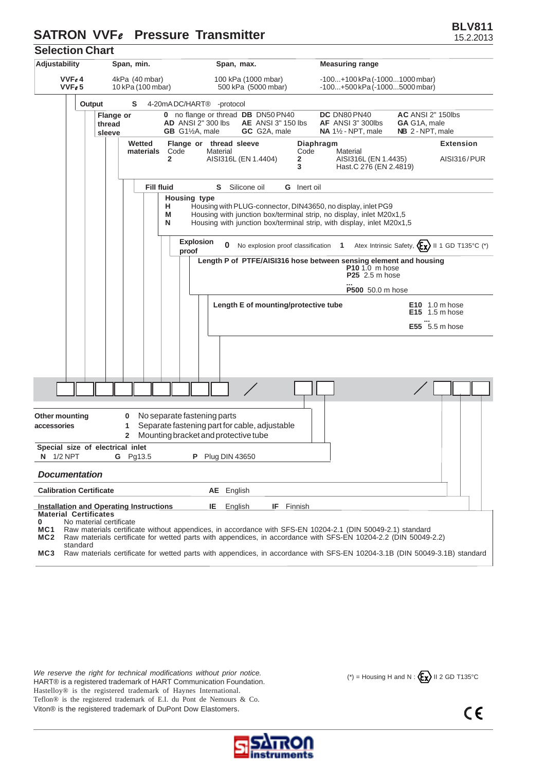# SATRON VVFe Pressure Transmitter

**BLV811**
15.2.2013

## Selection Chart

| Adjustability | Span, min. | Span, max. | Measuring range |
|---|---|---|---|
| VVFe 4 | 4kPa (40 mbar) | 100 kPa (1000 mbar) | -100...+100 kPa (-1000...1000 mbar) |
| VVFe 5 | 10 kPa (100 mbar) | 500 kPa (5000 mbar) | -100...+500 kPa (-1000...5000 mbar) |

**Output**
- **S** 4-20mA DC/HART® -protocol

**Flange or thread sleeve**
- **0** no flange or thread
- **DB** DN50 PN40
- **DC** DN80 PN40
- **AC** ANSI 2" 150lbs
- **AD** ANSI 2" 300 lbs
- **AE** ANSI 3" 150 lbs
- **AF** ANSI 3" 300lbs
- **GA** G1A, male
- **GB** G1½A, male
- **GC** G2A, male
- **NA** 1½ - NPT, male
- **NB** 2 - NPT, male

**Wetted materials**

| Flange or thread sleeve Code | Material | Diaphragm Code | Material | Extension |
|---|---|---|---|---|
| 2 | AISI316L (EN 1.4404) | 2 | AISI316L (EN 1.4435) | AISI316/PUR |
| | | 3 | Hast.C 276 (EN 2.4819) | |

**Fill fluid**
- **S** Silicone oil
- **G** Inert oil

**Housing type**
- **H** Housing with PLUG-connector, DIN43650, no display, inlet PG9
- **M** Housing with junction box/terminal strip, no display, inlet M20x1,5
- **N** Housing with junction box/terminal strip, with display, inlet M20x1,5

**Explosion proof**
- **0** No explosion proof classification
- **1** Atex Intrinsic Safety, Ex II 1 GD T135°C (*)

**Length P of PTFE/AISI316 hose between sensing element and housing**
- **P10** 1.0 m hose
- **P25** 2.5 m hose
- ...
- **P500** 50.0 m hose

**Length E of mounting/protective tube**
- **E10** 1.0 m hose
- **E15** 1.5 m hose
- ...
- **E55** 5.5 m hose

**Other mounting accessories**
- **0** No separate fastening parts
- **1** Separate fastening part for cable, adjustable
- **2** Mounting bracket and protective tube

**Special size of electrical inlet**
- **N** 1/2 NPT
- **G** Pg13.5
- **P** Plug DIN 43650

### *Documentation*

**Calibration Certificate**
- **AE** English

**Installation and Operating Instructions**
- **IE** English
- **IF** Finnish

**Material Certificates**
- **0** No material certificate
- **MC1** Raw materials certificate without appendices, in accordance with SFS-EN 10204-2.1 (DIN 50049-2.1) standard
- **MC2** Raw materials certificate for wetted parts with appendices, in accordance with SFS-EN 10204-2.2 (DIN 50049-2.2) standard
- **MC3** Raw materials certificate for wetted parts with appendices, in accordance with SFS-EN 10204-3.1B (DIN 50049-3.1B) standard

*We reserve the right for technical modifications without prior notice.*
HART® is a registered trademark of HART Communication Foundation.
Hastelloy® is the registered trademark of Haynes International.
Teflon® is the registered trademark of E.I. du Pont de Nemours & Co.
Viton® is the registered trademark of DuPont Dow Elastomers.

(*) = Housing H and N : Ex II 2 GD T135°C

CE

SATRON Instruments